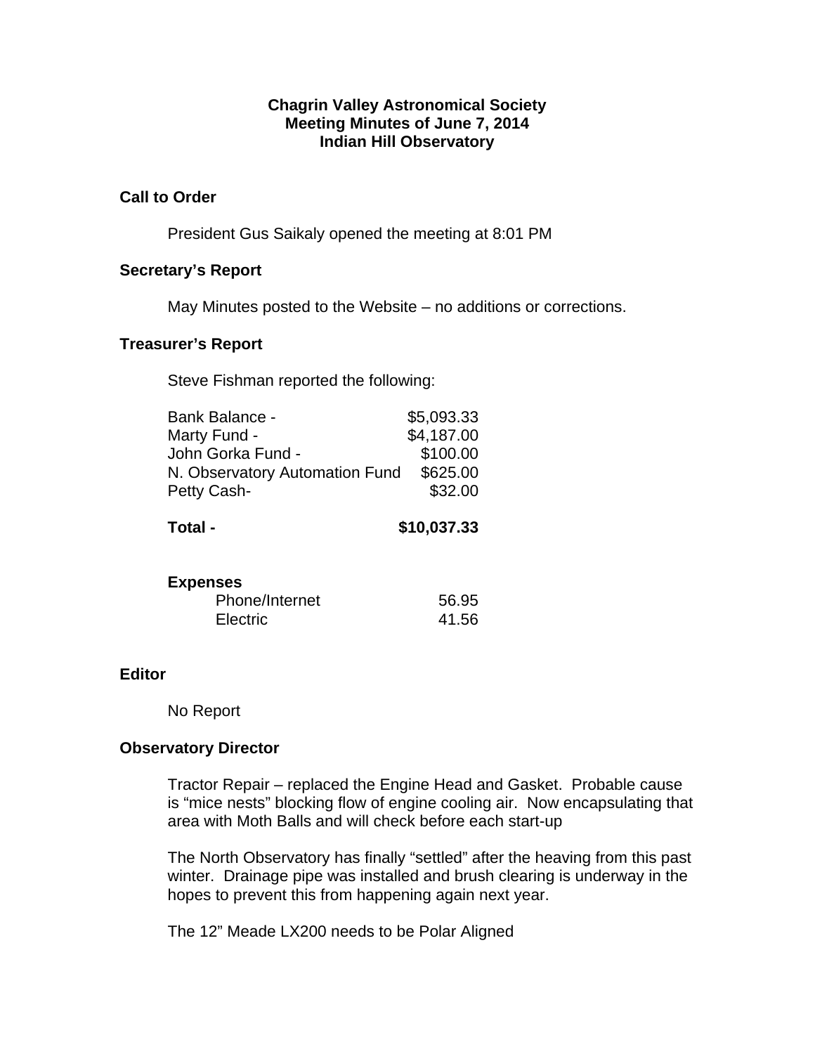**Chagrin Valley Astronomical Society**
**Meeting Minutes of June 7, 2014**
**Indian Hill Observatory**

## Call to Order

President Gus Saikaly opened the meeting at 8:01 PM

## Secretary's Report

May Minutes posted to the Website – no additions or corrections.

## Treasurer's Report

Steve Fishman reported the following:

| | |
|---|---:|
| Bank Balance - | $5,093.33 |
| Marty Fund - | $4,187.00 |
| John Gorka Fund - | $100.00 |
| N. Observatory Automation Fund | $625.00 |
| Petty Cash- | $32.00 |
| **Total -** | **$10,037.33** |

**Expenses**

| | |
|---|---:|
| Phone/Internet | 56.95 |
| Electric | 41.56 |

## Editor

No Report

## Observatory Director

Tractor Repair – replaced the Engine Head and Gasket. Probable cause is "mice nests" blocking flow of engine cooling air. Now encapsulating that area with Moth Balls and will check before each start-up

The North Observatory has finally "settled" after the heaving from this past winter. Drainage pipe was installed and brush clearing is underway in the hopes to prevent this from happening again next year.

The 12" Meade LX200 needs to be Polar Aligned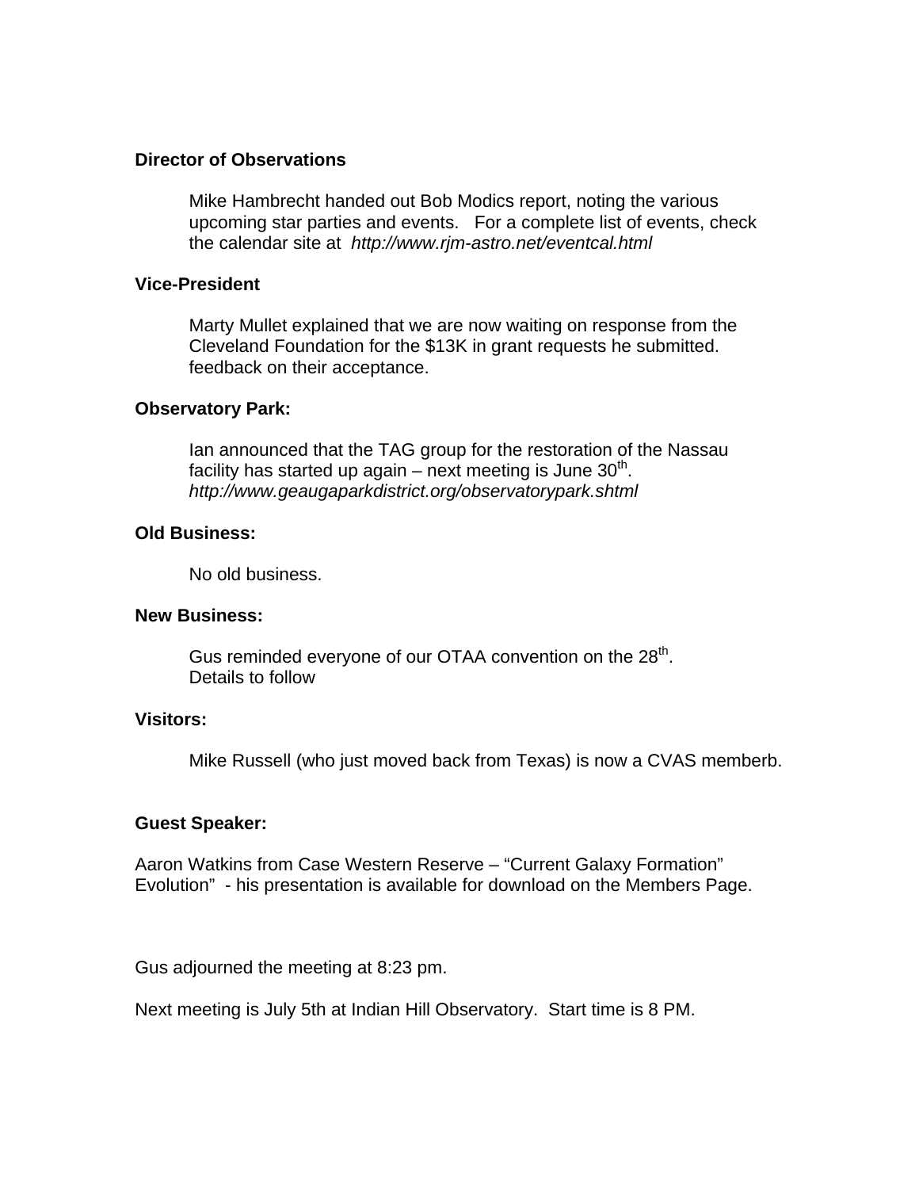**Director of Observations**

Mike Hambrecht handed out Bob Modics report, noting the various upcoming star parties and events. For a complete list of events, check the calendar site at *http://www.rjm-astro.net/eventcal.html*

**Vice-President**

Marty Mullet explained that we are now waiting on response from the Cleveland Foundation for the $13K in grant requests he submitted. feedback on their acceptance.

**Observatory Park:**

Ian announced that the TAG group for the restoration of the Nassau facility has started up again – next meeting is June 30th.
*http://www.geaugaparkdistrict.org/observatorypark.shtml*

**Old Business:**

No old business.

**New Business:**

Gus reminded everyone of our OTAA convention on the 28th.
Details to follow

**Visitors:**

Mike Russell (who just moved back from Texas) is now a CVAS memberb.

**Guest Speaker:**

Aaron Watkins from Case Western Reserve – "Current Galaxy Formation" Evolution" - his presentation is available for download on the Members Page.

Gus adjourned the meeting at 8:23 pm.

Next meeting is July 5th at Indian Hill Observatory. Start time is 8 PM.